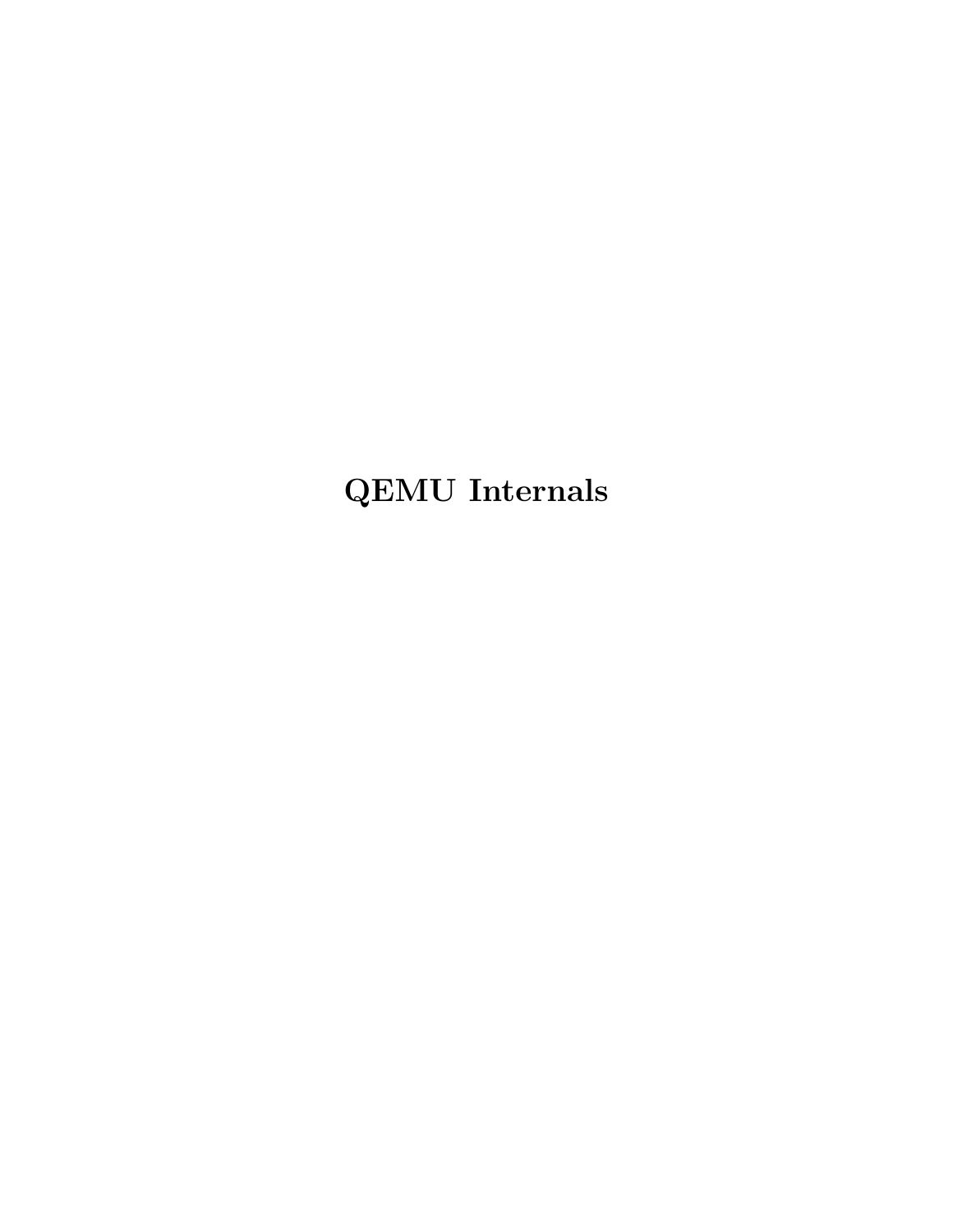# QEMU Internals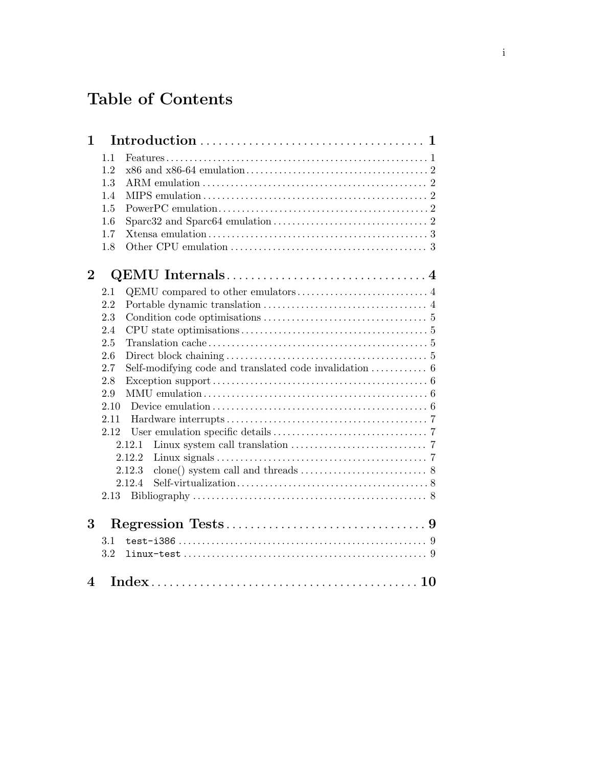# Table of Contents

**1 Introduction** .......................... **1**

- 1.1 Features .......................... 1
- 1.2 x86 and x86-64 emulation .......................... 2
- 1.3 ARM emulation .......................... 2
- 1.4 MIPS emulation .......................... 2
- 1.5 PowerPC emulation .......................... 2
- 1.6 Sparc32 and Sparc64 emulation .......................... 2
- 1.7 Xtensa emulation .......................... 3
- 1.8 Other CPU emulation .......................... 3

**2 QEMU Internals** .......................... **4**

- 2.1 QEMU compared to other emulators .......................... 4
- 2.2 Portable dynamic translation .......................... 4
- 2.3 Condition code optimisations .......................... 5
- 2.4 CPU state optimisations .......................... 5
- 2.5 Translation cache .......................... 5
- 2.6 Direct block chaining .......................... 5
- 2.7 Self-modifying code and translated code invalidation .......................... 6
- 2.8 Exception support .......................... 6
- 2.9 MMU emulation .......................... 6
- 2.10 Device emulation .......................... 6
- 2.11 Hardware interrupts .......................... 7
- 2.12 User emulation specific details .......................... 7
  - 2.12.1 Linux system call translation .......................... 7
  - 2.12.2 Linux signals .......................... 7
  - 2.12.3 clone() system call and threads .......................... 8
  - 2.12.4 Self-virtualization .......................... 8
- 2.13 Bibliography .......................... 8

**3 Regression Tests** .......................... **9**

- 3.1 `test-i386` .......................... 9
- 3.2 `linux-test` .......................... 9

**4 Index** .......................... **10**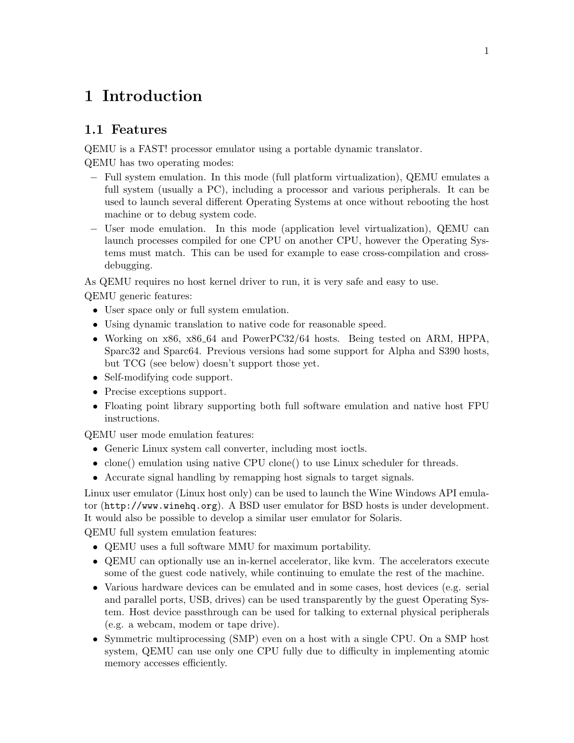# 1 Introduction

## 1.1 Features

QEMU is a FAST! processor emulator using a portable dynamic translator.

QEMU has two operating modes:

- Full system emulation. In this mode (full platform virtualization), QEMU emulates a full system (usually a PC), including a processor and various peripherals. It can be used to launch several different Operating Systems at once without rebooting the host machine or to debug system code.
- User mode emulation. In this mode (application level virtualization), QEMU can launch processes compiled for one CPU on another CPU, however the Operating Systems must match. This can be used for example to ease cross-compilation and cross-debugging.

As QEMU requires no host kernel driver to run, it is very safe and easy to use.

QEMU generic features:

- User space only or full system emulation.
- Using dynamic translation to native code for reasonable speed.
- Working on x86, x86_64 and PowerPC32/64 hosts. Being tested on ARM, HPPA, Sparc32 and Sparc64. Previous versions had some support for Alpha and S390 hosts, but TCG (see below) doesn't support those yet.
- Self-modifying code support.
- Precise exceptions support.
- Floating point library supporting both full software emulation and native host FPU instructions.

QEMU user mode emulation features:

- Generic Linux system call converter, including most ioctls.
- clone() emulation using native CPU clone() to use Linux scheduler for threads.
- Accurate signal handling by remapping host signals to target signals.

Linux user emulator (Linux host only) can be used to launch the Wine Windows API emulator (`http://www.winehq.org`). A BSD user emulator for BSD hosts is under development. It would also be possible to develop a similar user emulator for Solaris.

QEMU full system emulation features:

- QEMU uses a full software MMU for maximum portability.
- QEMU can optionally use an in-kernel accelerator, like kvm. The accelerators execute some of the guest code natively, while continuing to emulate the rest of the machine.
- Various hardware devices can be emulated and in some cases, host devices (e.g. serial and parallel ports, USB, drives) can be used transparently by the guest Operating System. Host device passthrough can be used for talking to external physical peripherals (e.g. a webcam, modem or tape drive).
- Symmetric multiprocessing (SMP) even on a host with a single CPU. On a SMP host system, QEMU can use only one CPU fully due to difficulty in implementing atomic memory accesses efficiently.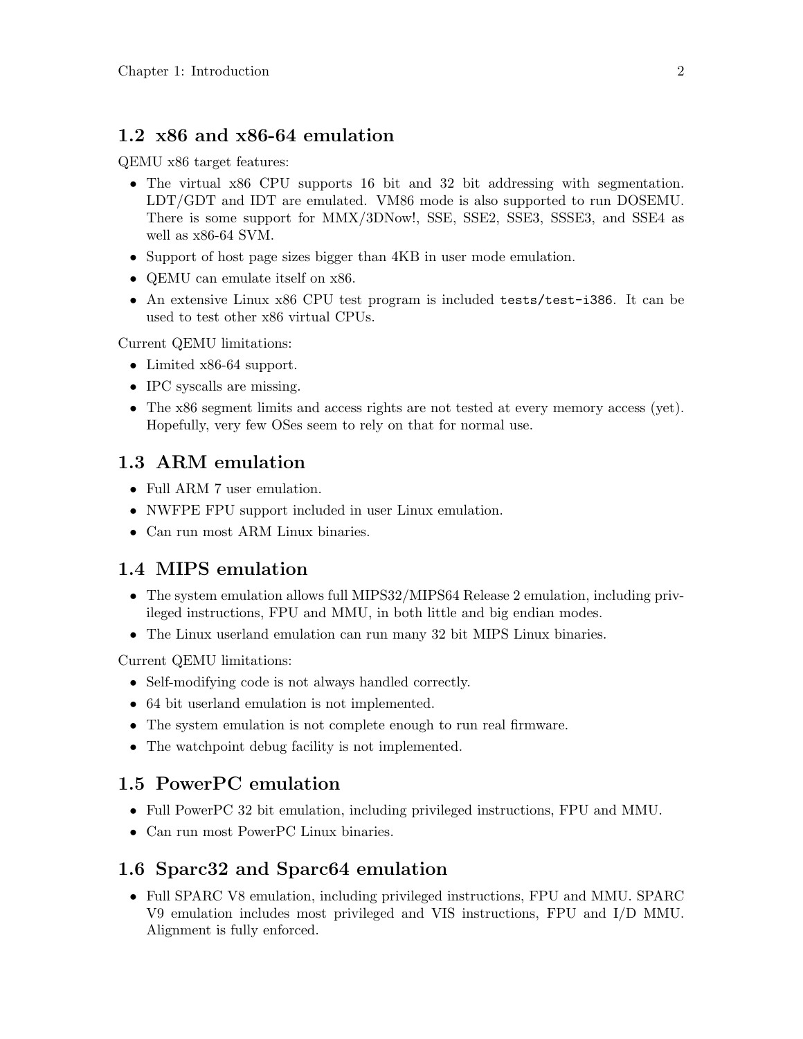## 1.2 x86 and x86-64 emulation

QEMU x86 target features:

- The virtual x86 CPU supports 16 bit and 32 bit addressing with segmentation. LDT/GDT and IDT are emulated. VM86 mode is also supported to run DOSEMU. There is some support for MMX/3DNow!, SSE, SSE2, SSE3, SSSE3, and SSE4 as well as x86-64 SVM.
- Support of host page sizes bigger than 4KB in user mode emulation.
- QEMU can emulate itself on x86.
- An extensive Linux x86 CPU test program is included `tests/test-i386`. It can be used to test other x86 virtual CPUs.

Current QEMU limitations:

- Limited x86-64 support.
- IPC syscalls are missing.
- The x86 segment limits and access rights are not tested at every memory access (yet). Hopefully, very few OSes seem to rely on that for normal use.

## 1.3 ARM emulation

- Full ARM 7 user emulation.
- NWFPE FPU support included in user Linux emulation.
- Can run most ARM Linux binaries.

## 1.4 MIPS emulation

- The system emulation allows full MIPS32/MIPS64 Release 2 emulation, including privileged instructions, FPU and MMU, in both little and big endian modes.
- The Linux userland emulation can run many 32 bit MIPS Linux binaries.

Current QEMU limitations:

- Self-modifying code is not always handled correctly.
- 64 bit userland emulation is not implemented.
- The system emulation is not complete enough to run real firmware.
- The watchpoint debug facility is not implemented.

## 1.5 PowerPC emulation

- Full PowerPC 32 bit emulation, including privileged instructions, FPU and MMU.
- Can run most PowerPC Linux binaries.

## 1.6 Sparc32 and Sparc64 emulation

- Full SPARC V8 emulation, including privileged instructions, FPU and MMU. SPARC V9 emulation includes most privileged and VIS instructions, FPU and I/D MMU. Alignment is fully enforced.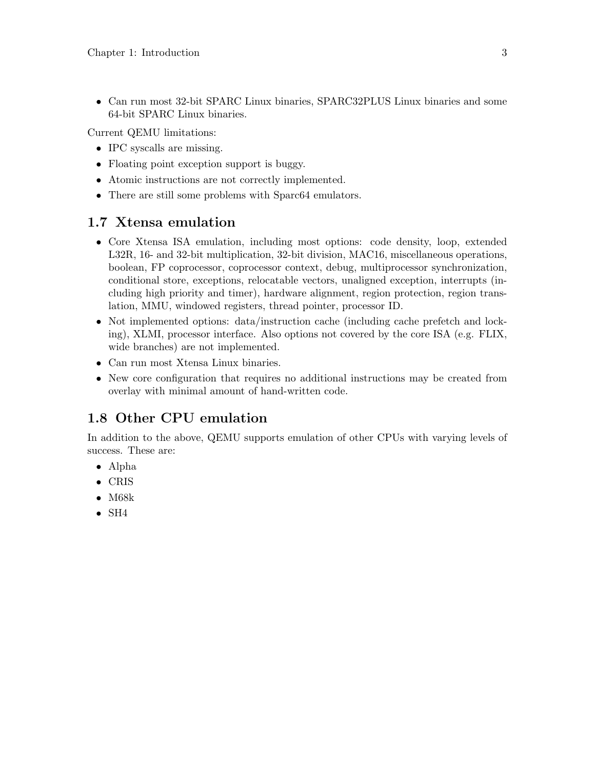- Can run most 32-bit SPARC Linux binaries, SPARC32PLUS Linux binaries and some 64-bit SPARC Linux binaries.

Current QEMU limitations:

- IPC syscalls are missing.
- Floating point exception support is buggy.
- Atomic instructions are not correctly implemented.
- There are still some problems with Sparc64 emulators.

## 1.7 Xtensa emulation

- Core Xtensa ISA emulation, including most options: code density, loop, extended L32R, 16- and 32-bit multiplication, 32-bit division, MAC16, miscellaneous operations, boolean, FP coprocessor, coprocessor context, debug, multiprocessor synchronization, conditional store, exceptions, relocatable vectors, unaligned exception, interrupts (including high priority and timer), hardware alignment, region protection, region translation, MMU, windowed registers, thread pointer, processor ID.
- Not implemented options: data/instruction cache (including cache prefetch and locking), XLMI, processor interface. Also options not covered by the core ISA (e.g. FLIX, wide branches) are not implemented.
- Can run most Xtensa Linux binaries.
- New core configuration that requires no additional instructions may be created from overlay with minimal amount of hand-written code.

## 1.8 Other CPU emulation

In addition to the above, QEMU supports emulation of other CPUs with varying levels of success. These are:

- Alpha
- CRIS
- M68k
- SH4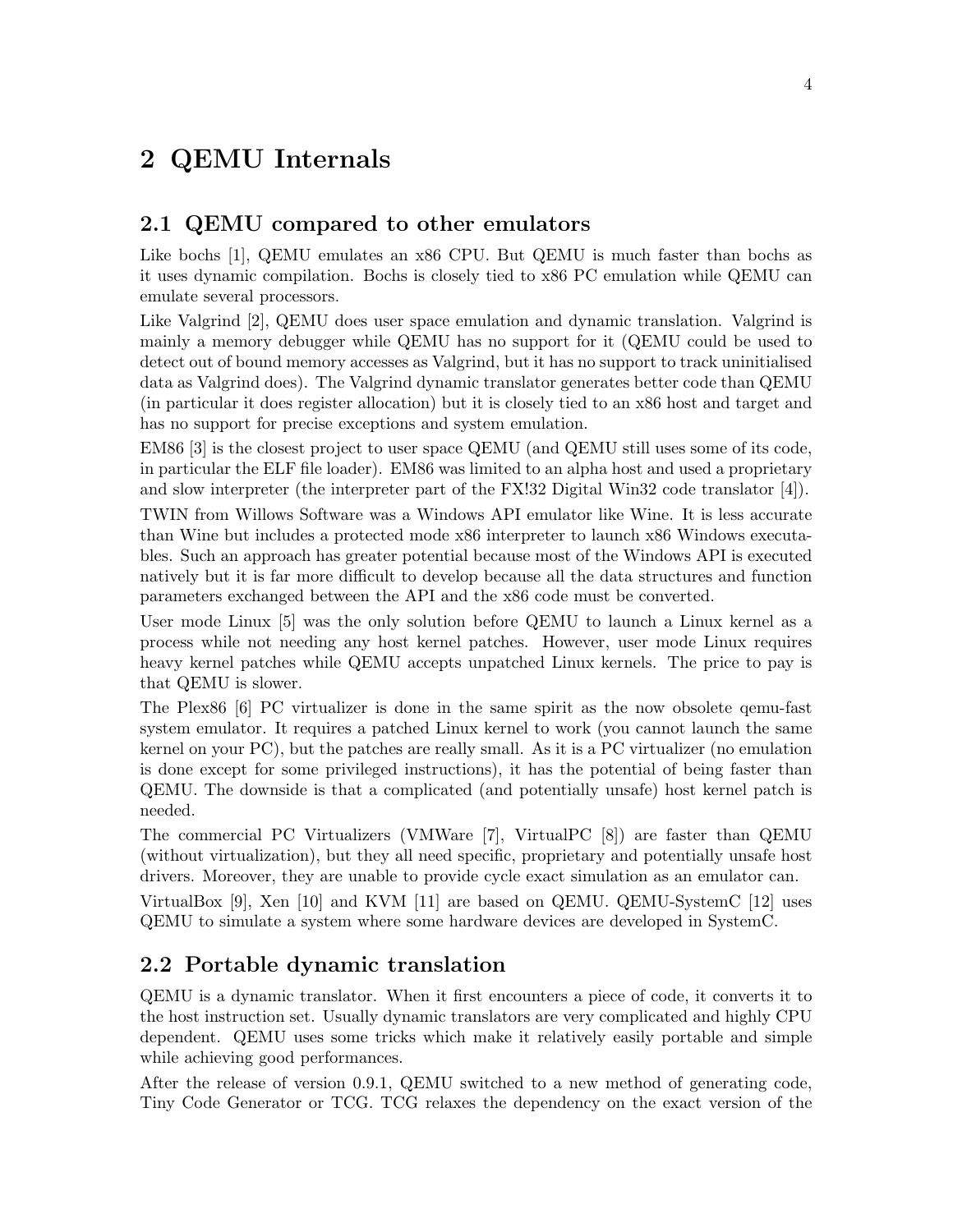# 2 QEMU Internals

## 2.1 QEMU compared to other emulators

Like bochs [1], QEMU emulates an x86 CPU. But QEMU is much faster than bochs as it uses dynamic compilation. Bochs is closely tied to x86 PC emulation while QEMU can emulate several processors.

Like Valgrind [2], QEMU does user space emulation and dynamic translation. Valgrind is mainly a memory debugger while QEMU has no support for it (QEMU could be used to detect out of bound memory accesses as Valgrind, but it has no support to track uninitialised data as Valgrind does). The Valgrind dynamic translator generates better code than QEMU (in particular it does register allocation) but it is closely tied to an x86 host and target and has no support for precise exceptions and system emulation.

EM86 [3] is the closest project to user space QEMU (and QEMU still uses some of its code, in particular the ELF file loader). EM86 was limited to an alpha host and used a proprietary and slow interpreter (the interpreter part of the FX!32 Digital Win32 code translator [4]).

TWIN from Willows Software was a Windows API emulator like Wine. It is less accurate than Wine but includes a protected mode x86 interpreter to launch x86 Windows executables. Such an approach has greater potential because most of the Windows API is executed natively but it is far more difficult to develop because all the data structures and function parameters exchanged between the API and the x86 code must be converted.

User mode Linux [5] was the only solution before QEMU to launch a Linux kernel as a process while not needing any host kernel patches. However, user mode Linux requires heavy kernel patches while QEMU accepts unpatched Linux kernels. The price to pay is that QEMU is slower.

The Plex86 [6] PC virtualizer is done in the same spirit as the now obsolete qemu-fast system emulator. It requires a patched Linux kernel to work (you cannot launch the same kernel on your PC), but the patches are really small. As it is a PC virtualizer (no emulation is done except for some privileged instructions), it has the potential of being faster than QEMU. The downside is that a complicated (and potentially unsafe) host kernel patch is needed.

The commercial PC Virtualizers (VMWare [7], VirtualPC [8]) are faster than QEMU (without virtualization), but they all need specific, proprietary and potentially unsafe host drivers. Moreover, they are unable to provide cycle exact simulation as an emulator can.

VirtualBox [9], Xen [10] and KVM [11] are based on QEMU. QEMU-SystemC [12] uses QEMU to simulate a system where some hardware devices are developed in SystemC.

## 2.2 Portable dynamic translation

QEMU is a dynamic translator. When it first encounters a piece of code, it converts it to the host instruction set. Usually dynamic translators are very complicated and highly CPU dependent. QEMU uses some tricks which make it relatively easily portable and simple while achieving good performances.

After the release of version 0.9.1, QEMU switched to a new method of generating code, Tiny Code Generator or TCG. TCG relaxes the dependency on the exact version of the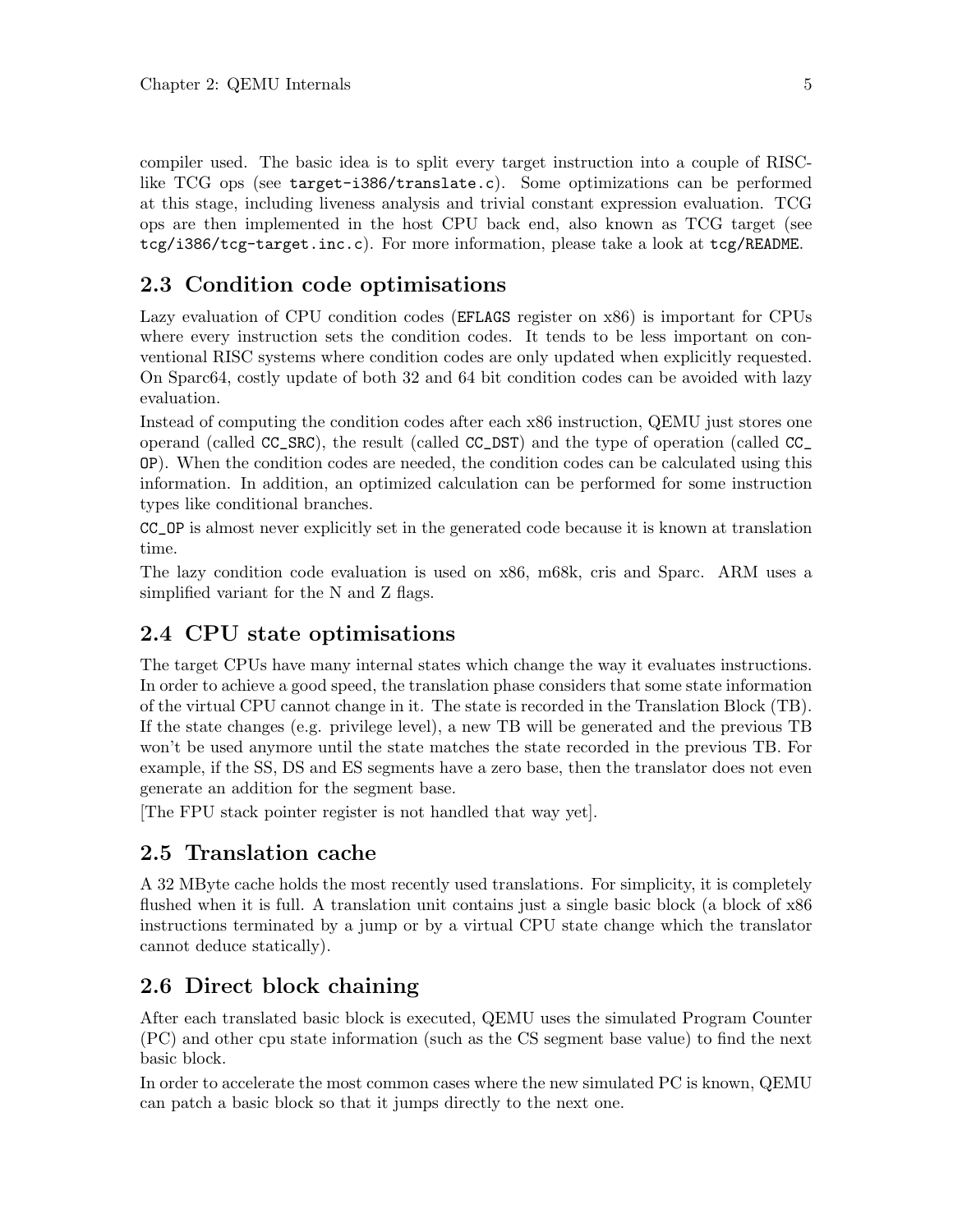compiler used. The basic idea is to split every target instruction into a couple of RISC-like TCG ops (see `target-i386/translate.c`). Some optimizations can be performed at this stage, including liveness analysis and trivial constant expression evaluation. TCG ops are then implemented in the host CPU back end, also known as TCG target (see `tcg/i386/tcg-target.inc.c`). For more information, please take a look at `tcg/README`.

## 2.3 Condition code optimisations

Lazy evaluation of CPU condition codes (`EFLAGS` register on x86) is important for CPUs where every instruction sets the condition codes. It tends to be less important on conventional RISC systems where condition codes are only updated when explicitly requested. On Sparc64, costly update of both 32 and 64 bit condition codes can be avoided with lazy evaluation.

Instead of computing the condition codes after each x86 instruction, QEMU just stores one operand (called `CC_SRC`), the result (called `CC_DST`) and the type of operation (called `CC_OP`). When the condition codes are needed, the condition codes can be calculated using this information. In addition, an optimized calculation can be performed for some instruction types like conditional branches.

`CC_OP` is almost never explicitly set in the generated code because it is known at translation time.

The lazy condition code evaluation is used on x86, m68k, cris and Sparc. ARM uses a simplified variant for the N and Z flags.

## 2.4 CPU state optimisations

The target CPUs have many internal states which change the way it evaluates instructions. In order to achieve a good speed, the translation phase considers that some state information of the virtual CPU cannot change in it. The state is recorded in the Translation Block (TB). If the state changes (e.g. privilege level), a new TB will be generated and the previous TB won't be used anymore until the state matches the state recorded in the previous TB. For example, if the SS, DS and ES segments have a zero base, then the translator does not even generate an addition for the segment base.

[The FPU stack pointer register is not handled that way yet].

## 2.5 Translation cache

A 32 MByte cache holds the most recently used translations. For simplicity, it is completely flushed when it is full. A translation unit contains just a single basic block (a block of x86 instructions terminated by a jump or by a virtual CPU state change which the translator cannot deduce statically).

## 2.6 Direct block chaining

After each translated basic block is executed, QEMU uses the simulated Program Counter (PC) and other cpu state information (such as the CS segment base value) to find the next basic block.

In order to accelerate the most common cases where the new simulated PC is known, QEMU can patch a basic block so that it jumps directly to the next one.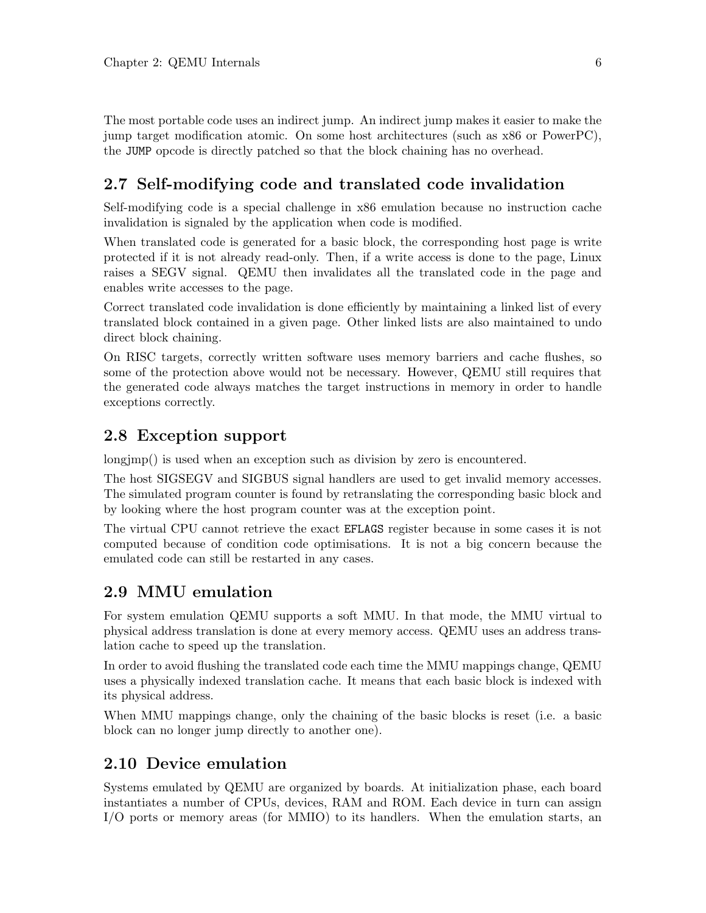The most portable code uses an indirect jump. An indirect jump makes it easier to make the jump target modification atomic. On some host architectures (such as x86 or PowerPC), the `JUMP` opcode is directly patched so that the block chaining has no overhead.

## 2.7 Self-modifying code and translated code invalidation

Self-modifying code is a special challenge in x86 emulation because no instruction cache invalidation is signaled by the application when code is modified.

When translated code is generated for a basic block, the corresponding host page is write protected if it is not already read-only. Then, if a write access is done to the page, Linux raises a SEGV signal. QEMU then invalidates all the translated code in the page and enables write accesses to the page.

Correct translated code invalidation is done efficiently by maintaining a linked list of every translated block contained in a given page. Other linked lists are also maintained to undo direct block chaining.

On RISC targets, correctly written software uses memory barriers and cache flushes, so some of the protection above would not be necessary. However, QEMU still requires that the generated code always matches the target instructions in memory in order to handle exceptions correctly.

## 2.8 Exception support

longjmp() is used when an exception such as division by zero is encountered.

The host SIGSEGV and SIGBUS signal handlers are used to get invalid memory accesses. The simulated program counter is found by retranslating the corresponding basic block and by looking where the host program counter was at the exception point.

The virtual CPU cannot retrieve the exact `EFLAGS` register because in some cases it is not computed because of condition code optimisations. It is not a big concern because the emulated code can still be restarted in any cases.

## 2.9 MMU emulation

For system emulation QEMU supports a soft MMU. In that mode, the MMU virtual to physical address translation is done at every memory access. QEMU uses an address translation cache to speed up the translation.

In order to avoid flushing the translated code each time the MMU mappings change, QEMU uses a physically indexed translation cache. It means that each basic block is indexed with its physical address.

When MMU mappings change, only the chaining of the basic blocks is reset (i.e. a basic block can no longer jump directly to another one).

## 2.10 Device emulation

Systems emulated by QEMU are organized by boards. At initialization phase, each board instantiates a number of CPUs, devices, RAM and ROM. Each device in turn can assign I/O ports or memory areas (for MMIO) to its handlers. When the emulation starts, an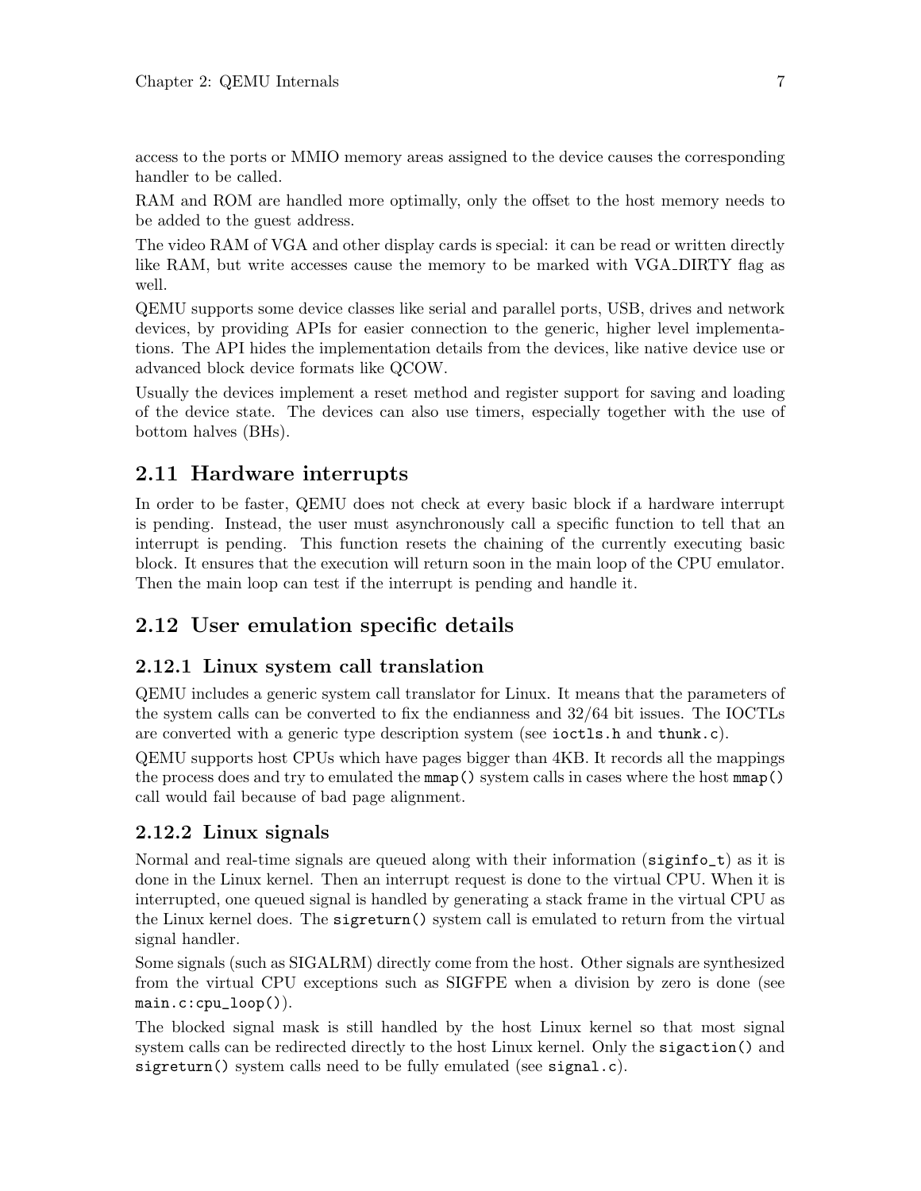access to the ports or MMIO memory areas assigned to the device causes the corresponding handler to be called.

RAM and ROM are handled more optimally, only the offset to the host memory needs to be added to the guest address.

The video RAM of VGA and other display cards is special: it can be read or written directly like RAM, but write accesses cause the memory to be marked with VGA_DIRTY flag as well.

QEMU supports some device classes like serial and parallel ports, USB, drives and network devices, by providing APIs for easier connection to the generic, higher level implementations. The API hides the implementation details from the devices, like native device use or advanced block device formats like QCOW.

Usually the devices implement a reset method and register support for saving and loading of the device state. The devices can also use timers, especially together with the use of bottom halves (BHs).

## 2.11 Hardware interrupts

In order to be faster, QEMU does not check at every basic block if a hardware interrupt is pending. Instead, the user must asynchronously call a specific function to tell that an interrupt is pending. This function resets the chaining of the currently executing basic block. It ensures that the execution will return soon in the main loop of the CPU emulator. Then the main loop can test if the interrupt is pending and handle it.

## 2.12 User emulation specific details

### 2.12.1 Linux system call translation

QEMU includes a generic system call translator for Linux. It means that the parameters of the system calls can be converted to fix the endianness and 32/64 bit issues. The IOCTLs are converted with a generic type description system (see `ioctls.h` and `thunk.c`).

QEMU supports host CPUs which have pages bigger than 4KB. It records all the mappings the process does and try to emulated the `mmap()` system calls in cases where the host `mmap()` call would fail because of bad page alignment.

### 2.12.2 Linux signals

Normal and real-time signals are queued along with their information (`siginfo_t`) as it is done in the Linux kernel. Then an interrupt request is done to the virtual CPU. When it is interrupted, one queued signal is handled by generating a stack frame in the virtual CPU as the Linux kernel does. The `sigreturn()` system call is emulated to return from the virtual signal handler.

Some signals (such as SIGALRM) directly come from the host. Other signals are synthesized from the virtual CPU exceptions such as SIGFPE when a division by zero is done (see `main.c:cpu_loop()`).

The blocked signal mask is still handled by the host Linux kernel so that most signal system calls can be redirected directly to the host Linux kernel. Only the `sigaction()` and `sigreturn()` system calls need to be fully emulated (see `signal.c`).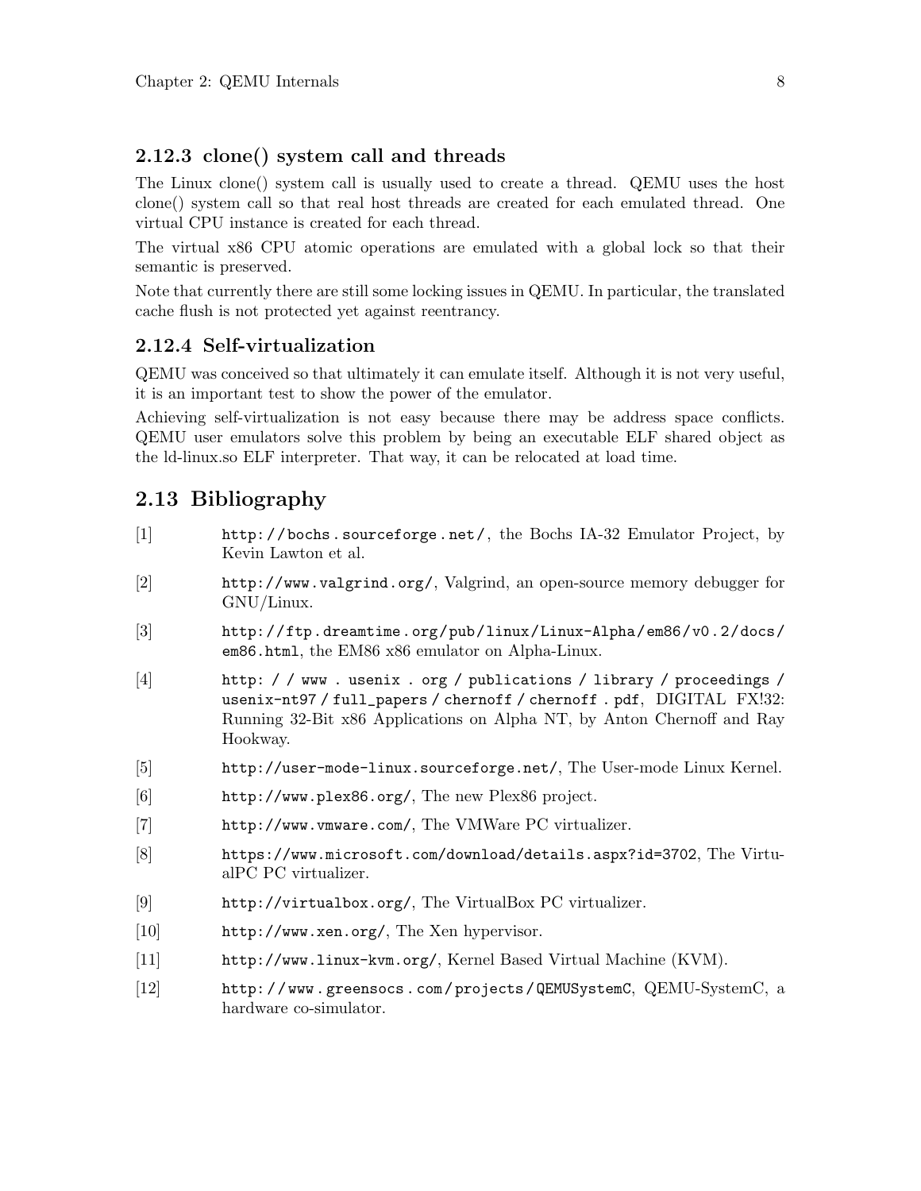### 2.12.3 clone() system call and threads

The Linux clone() system call is usually used to create a thread. QEMU uses the host clone() system call so that real host threads are created for each emulated thread. One virtual CPU instance is created for each thread.

The virtual x86 CPU atomic operations are emulated with a global lock so that their semantic is preserved.

Note that currently there are still some locking issues in QEMU. In particular, the translated cache flush is not protected yet against reentrancy.

### 2.12.4 Self-virtualization

QEMU was conceived so that ultimately it can emulate itself. Although it is not very useful, it is an important test to show the power of the emulator.

Achieving self-virtualization is not easy because there may be address space conflicts. QEMU user emulators solve this problem by being an executable ELF shared object as the ld-linux.so ELF interpreter. That way, it can be relocated at load time.

## 2.13 Bibliography

[1] `http://bochs.sourceforge.net/`, the Bochs IA-32 Emulator Project, by Kevin Lawton et al.

[2] `http://www.valgrind.org/`, Valgrind, an open-source memory debugger for GNU/Linux.

[3] `http://ftp.dreamtime.org/pub/linux/Linux-Alpha/em86/v0.2/docs/em86.html`, the EM86 x86 emulator on Alpha-Linux.

[4] `http://www.usenix.org/publications/library/proceedings/usenix-nt97/full_papers/chernoff/chernoff.pdf`, DIGITAL FX!32: Running 32-Bit x86 Applications on Alpha NT, by Anton Chernoff and Ray Hookway.

[5] `http://user-mode-linux.sourceforge.net/`, The User-mode Linux Kernel.

[6] `http://www.plex86.org/`, The new Plex86 project.

[7] `http://www.vmware.com/`, The VMWare PC virtualizer.

[8] `https://www.microsoft.com/download/details.aspx?id=3702`, The VirtualPC PC virtualizer.

[9] `http://virtualbox.org/`, The VirtualBox PC virtualizer.

[10] `http://www.xen.org/`, The Xen hypervisor.

[11] `http://www.linux-kvm.org/`, Kernel Based Virtual Machine (KVM).

[12] `http://www.greensocs.com/projects/QEMUSystemC`, QEMU-SystemC, a hardware co-simulator.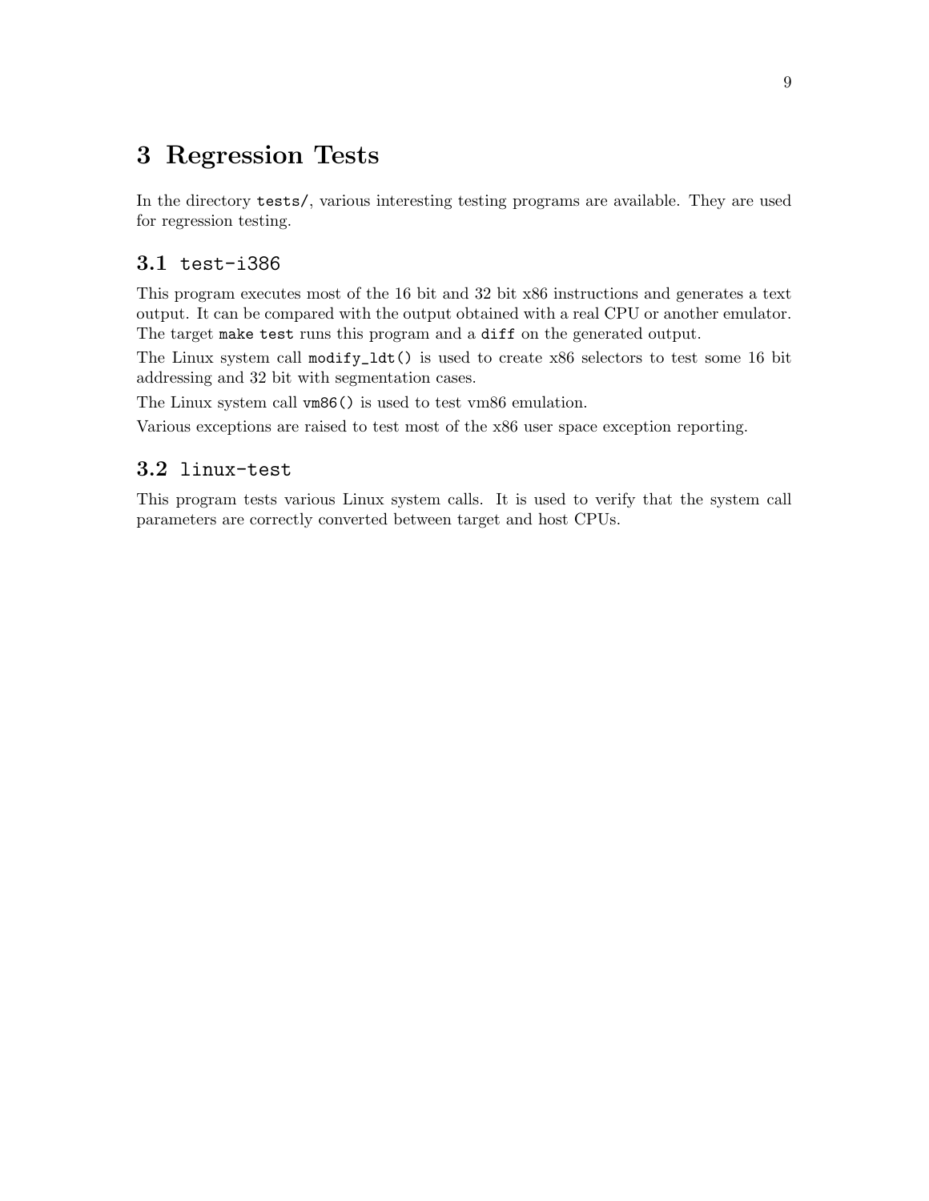# 3 Regression Tests

In the directory `tests/`, various interesting testing programs are available. They are used for regression testing.

## 3.1 `test-i386`

This program executes most of the 16 bit and 32 bit x86 instructions and generates a text output. It can be compared with the output obtained with a real CPU or another emulator. The target `make test` runs this program and a `diff` on the generated output.

The Linux system call `modify_ldt()` is used to create x86 selectors to test some 16 bit addressing and 32 bit with segmentation cases.

The Linux system call `vm86()` is used to test vm86 emulation.

Various exceptions are raised to test most of the x86 user space exception reporting.

## 3.2 `linux-test`

This program tests various Linux system calls. It is used to verify that the system call parameters are correctly converted between target and host CPUs.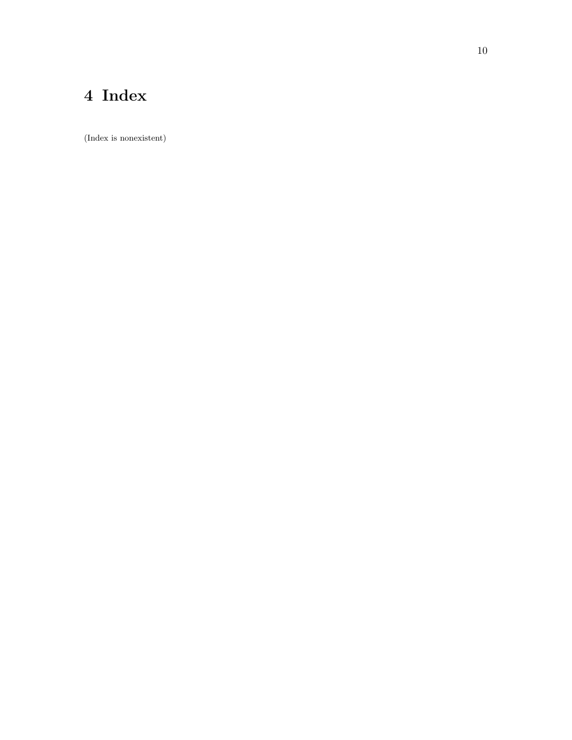# 4 Index

(Index is nonexistent)